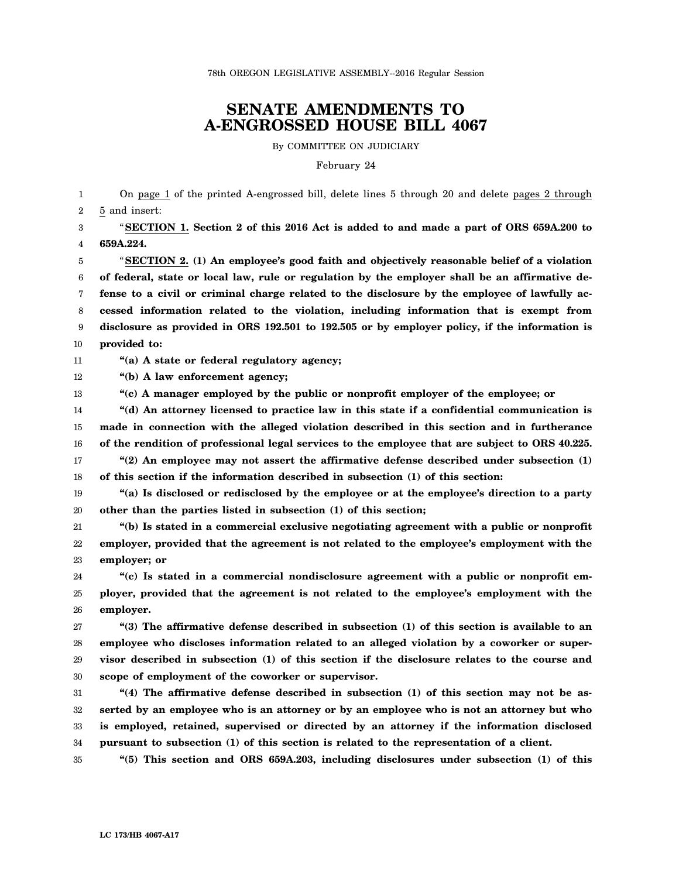78th OREGON LEGISLATIVE ASSEMBLY--2016 Regular Session

# SENATE AMENDMENTS TO A-ENGROSSED HOUSE BILL 4067

By COMMITTEE ON JUDICIARY

February 24

On page 1 of the printed A-engrossed bill, delete lines 5 through 20 and delete pages 2 through 5 and insert:

"**SECTION 1. Section 2 of this 2016 Act is added to and made a part of ORS 659A.200 to 659A.224.**

"**SECTION 2. (1) An employee's good faith and objectively reasonable belief of a violation of federal, state or local law, rule or regulation by the employer shall be an affirmative defense to a civil or criminal charge related to the disclosure by the employee of lawfully accessed information related to the violation, including information that is exempt from disclosure as provided in ORS 192.501 to 192.505 or by employer policy, if the information is provided to:**

**"(a) A state or federal regulatory agency;**

**"(b) A law enforcement agency;**

**"(c) A manager employed by the public or nonprofit employer of the employee; or**

**"(d) An attorney licensed to practice law in this state if a confidential communication is made in connection with the alleged violation described in this section and in furtherance of the rendition of professional legal services to the employee that are subject to ORS 40.225.**

**"(2) An employee may not assert the affirmative defense described under subsection (1) of this section if the information described in subsection (1) of this section:**

**"(a) Is disclosed or redisclosed by the employee or at the employee's direction to a party other than the parties listed in subsection (1) of this section;**

**"(b) Is stated in a commercial exclusive negotiating agreement with a public or nonprofit employer, provided that the agreement is not related to the employee's employment with the employer; or**

**"(c) Is stated in a commercial nondisclosure agreement with a public or nonprofit employer, provided that the agreement is not related to the employee's employment with the employer.**

**"(3) The affirmative defense described in subsection (1) of this section is available to an employee who discloses information related to an alleged violation by a coworker or supervisor described in subsection (1) of this section if the disclosure relates to the course and scope of employment of the coworker or supervisor.**

**"(4) The affirmative defense described in subsection (1) of this section may not be asserted by an employee who is an attorney or by an employee who is not an attorney but who is employed, retained, supervised or directed by an attorney if the information disclosed pursuant to subsection (1) of this section is related to the representation of a client.**

**"(5) This section and ORS 659A.203, including disclosures under subsection (1) of this**

LC 173/HB 4067-A17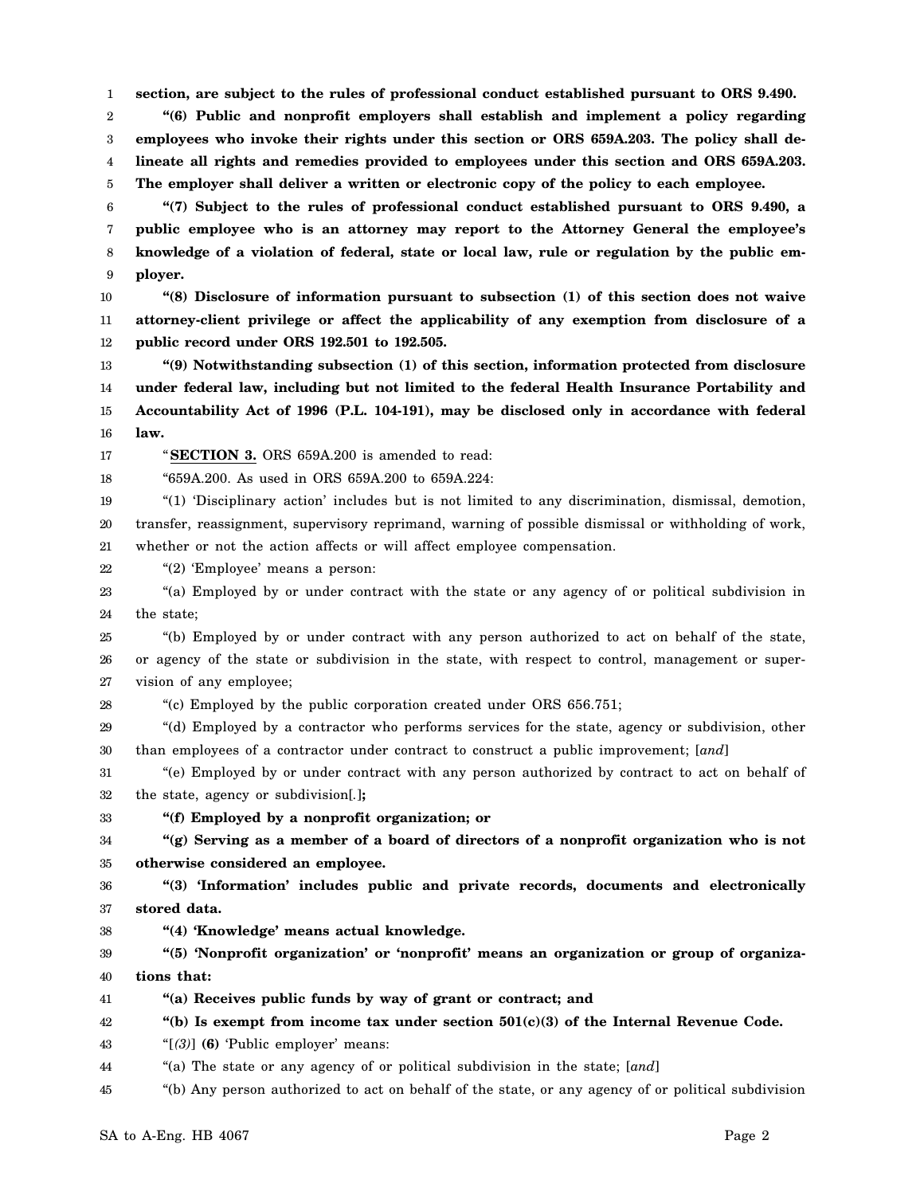**section, are subject to the rules of professional conduct established pursuant to ORS 9.490.**

**"(6) Public and nonprofit employers shall establish and implement a policy regarding employees who invoke their rights under this section or ORS 659A.203. The policy shall delineate all rights and remedies provided to employees under this section and ORS 659A.203. The employer shall deliver a written or electronic copy of the policy to each employee.**

**"(7) Subject to the rules of professional conduct established pursuant to ORS 9.490, a public employee who is an attorney may report to the Attorney General the employee's knowledge of a violation of federal, state or local law, rule or regulation by the public employer.**

**"(8) Disclosure of information pursuant to subsection (1) of this section does not waive attorney-client privilege or affect the applicability of any exemption from disclosure of a public record under ORS 192.501 to 192.505.**

**"(9) Notwithstanding subsection (1) of this section, information protected from disclosure under federal law, including but not limited to the federal Health Insurance Portability and Accountability Act of 1996 (P.L. 104-191), may be disclosed only in accordance with federal law.**

"**SECTION 3.** ORS 659A.200 is amended to read:

"659A.200. As used in ORS 659A.200 to 659A.224:

"(1) 'Disciplinary action' includes but is not limited to any discrimination, dismissal, demotion, transfer, reassignment, supervisory reprimand, warning of possible dismissal or withholding of work, whether or not the action affects or will affect employee compensation.

"(2) 'Employee' means a person:

"(a) Employed by or under contract with the state or any agency of or political subdivision in the state;

"(b) Employed by or under contract with any person authorized to act on behalf of the state, or agency of the state or subdivision in the state, with respect to control, management or supervision of any employee;

"(c) Employed by the public corporation created under ORS 656.751;

"(d) Employed by a contractor who performs services for the state, agency or subdivision, other than employees of a contractor under contract to construct a public improvement; [*and*]

"(e) Employed by or under contract with any person authorized by contract to act on behalf of the state, agency or subdivision[*.*]**;**

**"(f) Employed by a nonprofit organization; or**

**"(g) Serving as a member of a board of directors of a nonprofit organization who is not otherwise considered an employee.**

**"(3) 'Information' includes public and private records, documents and electronically stored data.**

**"(4) 'Knowledge' means actual knowledge.**

**"(5) 'Nonprofit organization' or 'nonprofit' means an organization or group of organizations that:**

**"(a) Receives public funds by way of grant or contract; and**

**"(b) Is exempt from income tax under section 501(c)(3) of the Internal Revenue Code.**

"[*(3)*] **(6)** 'Public employer' means:

"(a) The state or any agency of or political subdivision in the state; [*and*]

"(b) Any person authorized to act on behalf of the state, or any agency of or political subdivision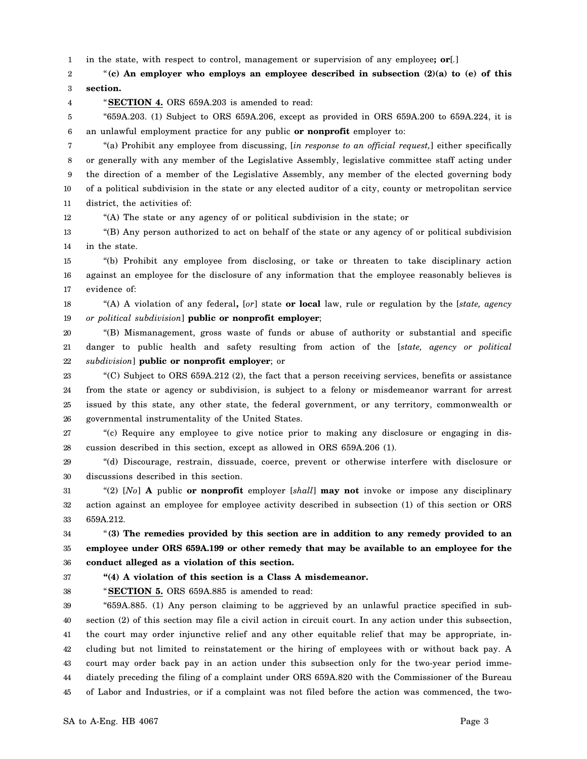in the state, with respect to control, management or supervision of any employee**; or**[.]

"**(c) An employer who employs an employee described in subsection (2)(a) to (e) of this section.**

"**SECTION 4.** ORS 659A.203 is amended to read:

"659A.203. (1) Subject to ORS 659A.206, except as provided in ORS 659A.200 to 659A.224, it is an unlawful employment practice for any public **or nonprofit** employer to:

"(a) Prohibit any employee from discussing, [*in response to an official request,*] either specifically or generally with any member of the Legislative Assembly, legislative committee staff acting under the direction of a member of the Legislative Assembly, any member of the elected governing body of a political subdivision in the state or any elected auditor of a city, county or metropolitan service district, the activities of:

"(A) The state or any agency of or political subdivision in the state; or

"(B) Any person authorized to act on behalf of the state or any agency of or political subdivision in the state.

"(b) Prohibit any employee from disclosing, or take or threaten to take disciplinary action against an employee for the disclosure of any information that the employee reasonably believes is evidence of:

"(A) A violation of any federal**,** [*or*] state **or local** law, rule or regulation by the [*state, agency or political subdivision*] **public or nonprofit employer**;

"(B) Mismanagement, gross waste of funds or abuse of authority or substantial and specific danger to public health and safety resulting from action of the [*state, agency or political subdivision*] **public or nonprofit employer**; or

"(C) Subject to ORS 659A.212 (2), the fact that a person receiving services, benefits or assistance from the state or agency or subdivision, is subject to a felony or misdemeanor warrant for arrest issued by this state, any other state, the federal government, or any territory, commonwealth or governmental instrumentality of the United States.

"(c) Require any employee to give notice prior to making any disclosure or engaging in discussion described in this section, except as allowed in ORS 659A.206 (1).

"(d) Discourage, restrain, dissuade, coerce, prevent or otherwise interfere with disclosure or discussions described in this section.

"(2) [*No*] **A** public **or nonprofit** employer [*shall*] **may not** invoke or impose any disciplinary action against an employee for employee activity described in subsection (1) of this section or ORS 659A.212.

"**(3) The remedies provided by this section are in addition to any remedy provided to an employee under ORS 659A.199 or other remedy that may be available to an employee for the conduct alleged as a violation of this section.**

"**(4) A violation of this section is a Class A misdemeanor.**

"**SECTION 5.** ORS 659A.885 is amended to read:

"659A.885. (1) Any person claiming to be aggrieved by an unlawful practice specified in subsection (2) of this section may file a civil action in circuit court. In any action under this subsection, the court may order injunctive relief and any other equitable relief that may be appropriate, including but not limited to reinstatement or the hiring of employees with or without back pay. A court may order back pay in an action under this subsection only for the two-year period immediately preceding the filing of a complaint under ORS 659A.820 with the Commissioner of the Bureau of Labor and Industries, or if a complaint was not filed before the action was commenced, the two-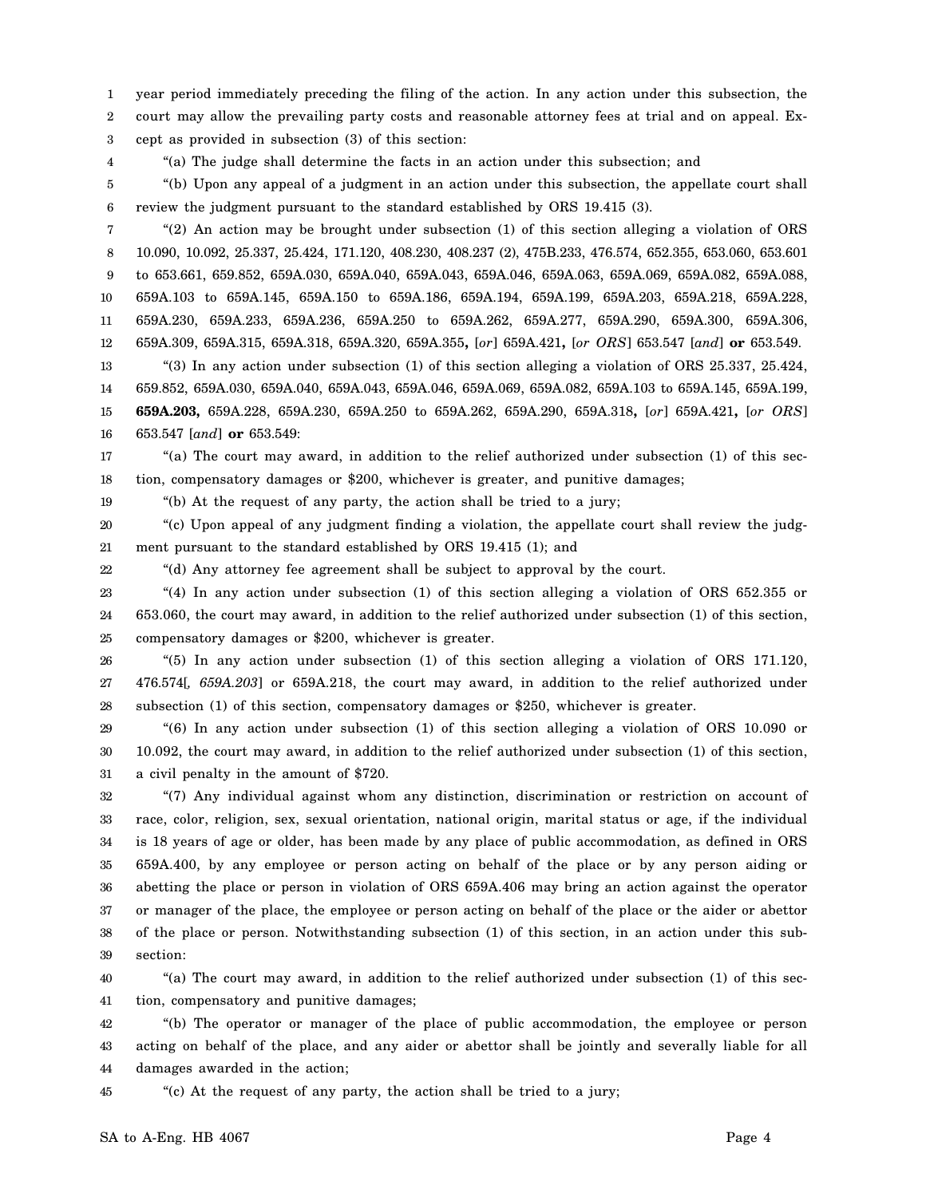year period immediately preceding the filing of the action. In any action under this subsection, the court may allow the prevailing party costs and reasonable attorney fees at trial and on appeal. Except as provided in subsection (3) of this section:

"(a) The judge shall determine the facts in an action under this subsection; and

"(b) Upon any appeal of a judgment in an action under this subsection, the appellate court shall review the judgment pursuant to the standard established by ORS 19.415 (3).

"(2) An action may be brought under subsection (1) of this section alleging a violation of ORS 10.090, 10.092, 25.337, 25.424, 171.120, 408.230, 408.237 (2), 475B.233, 476.574, 652.355, 653.060, 653.601 to 653.661, 659.852, 659A.030, 659A.040, 659A.043, 659A.046, 659A.063, 659A.069, 659A.082, 659A.088, 659A.103 to 659A.145, 659A.150 to 659A.186, 659A.194, 659A.199, 659A.203, 659A.218, 659A.228, 659A.230, 659A.233, 659A.236, 659A.250 to 659A.262, 659A.277, 659A.290, 659A.300, 659A.306, 659A.309, 659A.315, 659A.318, 659A.320, 659A.355**,** [*or*] 659A.421**,** [*or ORS*] 653.547 [*and*] **or** 653.549.

"(3) In any action under subsection (1) of this section alleging a violation of ORS 25.337, 25.424, 659.852, 659A.030, 659A.040, 659A.043, 659A.046, 659A.069, 659A.082, 659A.103 to 659A.145, 659A.199, **659A.203,** 659A.228, 659A.230, 659A.250 to 659A.262, 659A.290, 659A.318**,** [*or*] 659A.421**,** [*or ORS*] 653.547 [*and*] **or** 653.549:

"(a) The court may award, in addition to the relief authorized under subsection (1) of this section, compensatory damages or $200, whichever is greater, and punitive damages;

"(b) At the request of any party, the action shall be tried to a jury;

"(c) Upon appeal of any judgment finding a violation, the appellate court shall review the judgment pursuant to the standard established by ORS 19.415 (1); and

"(d) Any attorney fee agreement shall be subject to approval by the court.

"(4) In any action under subsection (1) of this section alleging a violation of ORS 652.355 or 653.060, the court may award, in addition to the relief authorized under subsection (1) of this section, compensatory damages or $200, whichever is greater.

"(5) In any action under subsection (1) of this section alleging a violation of ORS 171.120, 476.574[*, 659A.203*] or 659A.218, the court may award, in addition to the relief authorized under subsection (1) of this section, compensatory damages or $250, whichever is greater.

"(6) In any action under subsection (1) of this section alleging a violation of ORS 10.090 or 10.092, the court may award, in addition to the relief authorized under subsection (1) of this section, a civil penalty in the amount of $720.

"(7) Any individual against whom any distinction, discrimination or restriction on account of race, color, religion, sex, sexual orientation, national origin, marital status or age, if the individual is 18 years of age or older, has been made by any place of public accommodation, as defined in ORS 659A.400, by any employee or person acting on behalf of the place or by any person aiding or abetting the place or person in violation of ORS 659A.406 may bring an action against the operator or manager of the place, the employee or person acting on behalf of the place or the aider or abettor of the place or person. Notwithstanding subsection (1) of this section, in an action under this subsection:

"(a) The court may award, in addition to the relief authorized under subsection (1) of this section, compensatory and punitive damages;

"(b) The operator or manager of the place of public accommodation, the employee or person acting on behalf of the place, and any aider or abettor shall be jointly and severally liable for all damages awarded in the action;

"(c) At the request of any party, the action shall be tried to a jury;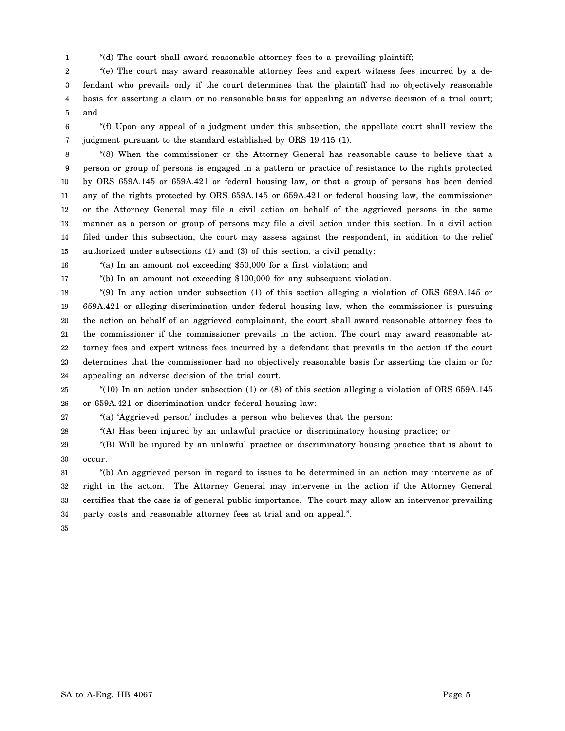"(d) The court shall award reasonable attorney fees to a prevailing plaintiff;

"(e) The court may award reasonable attorney fees and expert witness fees incurred by a defendant who prevails only if the court determines that the plaintiff had no objectively reasonable basis for asserting a claim or no reasonable basis for appealing an adverse decision of a trial court; and

"(f) Upon any appeal of a judgment under this subsection, the appellate court shall review the judgment pursuant to the standard established by ORS 19.415 (1).

"(8) When the commissioner or the Attorney General has reasonable cause to believe that a person or group of persons is engaged in a pattern or practice of resistance to the rights protected by ORS 659A.145 or 659A.421 or federal housing law, or that a group of persons has been denied any of the rights protected by ORS 659A.145 or 659A.421 or federal housing law, the commissioner or the Attorney General may file a civil action on behalf of the aggrieved persons in the same manner as a person or group of persons may file a civil action under this section. In a civil action filed under this subsection, the court may assess against the respondent, in addition to the relief authorized under subsections (1) and (3) of this section, a civil penalty:

"(a) In an amount not exceeding $50,000 for a first violation; and

"(b) In an amount not exceeding $100,000 for any subsequent violation.

"(9) In any action under subsection (1) of this section alleging a violation of ORS 659A.145 or 659A.421 or alleging discrimination under federal housing law, when the commissioner is pursuing the action on behalf of an aggrieved complainant, the court shall award reasonable attorney fees to the commissioner if the commissioner prevails in the action. The court may award reasonable attorney fees and expert witness fees incurred by a defendant that prevails in the action if the court determines that the commissioner had no objectively reasonable basis for asserting the claim or for appealing an adverse decision of the trial court.

"(10) In an action under subsection (1) or (8) of this section alleging a violation of ORS 659A.145 or 659A.421 or discrimination under federal housing law:

"(a) 'Aggrieved person' includes a person who believes that the person:

"(A) Has been injured by an unlawful practice or discriminatory housing practice; or

"(B) Will be injured by an unlawful practice or discriminatory housing practice that is about to occur.

"(b) An aggrieved person in regard to issues to be determined in an action may intervene as of right in the action. The Attorney General may intervene in the action if the Attorney General certifies that the case is of general public importance. The court may allow an intervenor prevailing party costs and reasonable attorney fees at trial and on appeal.".

---

SA to A-Eng. HB 4067